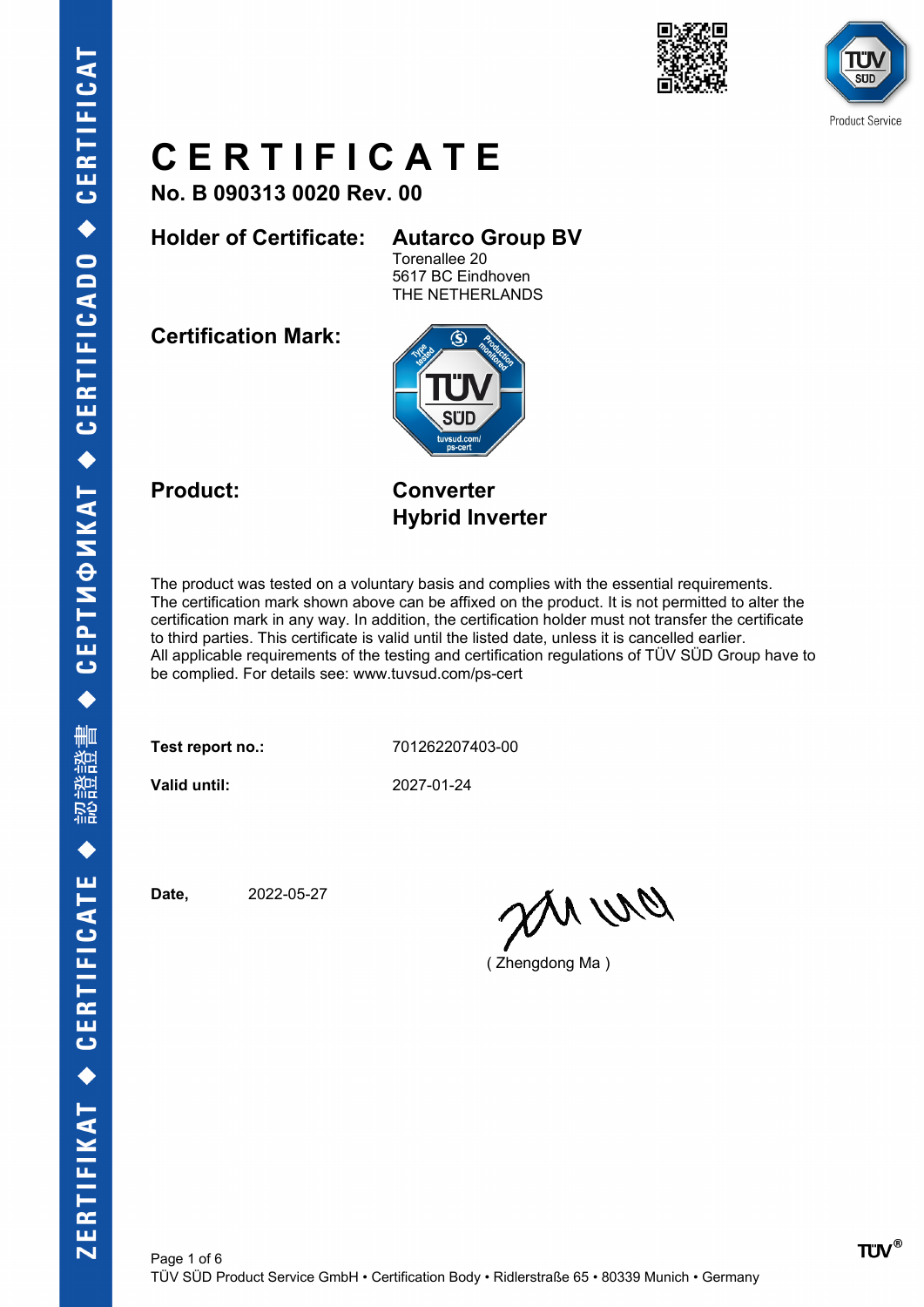# CERTIFICATE

**No. B 090313 0020 Rev. 00**

**Holder of Certificate:** **Autarco Group BV**
Torenallee 20
5617 BC Eindhoven
THE NETHERLANDS

**Certification Mark:**

**Product:** **Converter**
**Hybrid Inverter**

The product was tested on a voluntary basis and complies with the essential requirements. The certification mark shown above can be affixed on the product. It is not permitted to alter the certification mark in any way. In addition, the certification holder must not transfer the certificate to third parties. This certificate is valid until the listed date, unless it is cancelled earlier. All applicable requirements of the testing and certification regulations of TÜV SÜD Group have to be complied. For details see: www.tuvsud.com/ps-cert

**Test report no.:** 701262207403-00

**Valid until:** 2027-01-24

**Date,** 2022-05-27

( Zhengdong Ma )

TÜV SÜD Product Service GmbH • Certification Body • Ridlerstraße 65 • 80339 Munich • Germany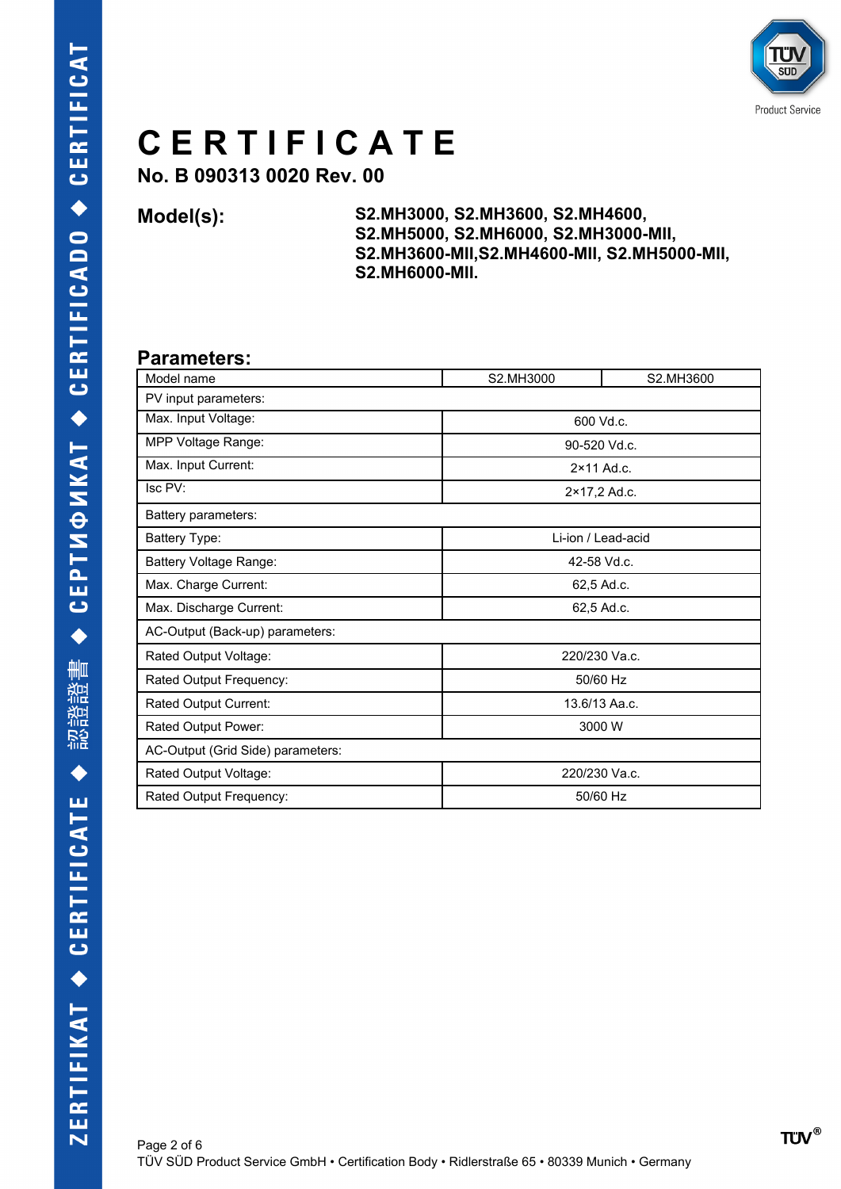# CERTIFICATE

**No. B 090313 0020 Rev. 00**

**Model(s):** S2.MH3000, S2.MH3600, S2.MH4600, S2.MH5000, S2.MH6000, S2.MH3000-MII, S2.MH3600-MII,S2.MH4600-MII, S2.MH5000-MII, S2.MH6000-MII.

## Parameters:

| Model name | S2.MH3000 | S2.MH3600 |
|---|---|---|
| PV input parameters: | | |
| Max. Input Voltage: | 600 Vd.c. | |
| MPP Voltage Range: | 90-520 Vd.c. | |
| Max. Input Current: | 2×11 Ad.c. | |
| Isc PV: | 2×17,2 Ad.c. | |
| Battery parameters: | | |
| Battery Type: | Li-ion / Lead-acid | |
| Battery Voltage Range: | 42-58 Vd.c. | |
| Max. Charge Current: | 62,5 Ad.c. | |
| Max. Discharge Current: | 62,5 Ad.c. | |
| AC-Output (Back-up) parameters: | | |
| Rated Output Voltage: | 220/230 Va.c. | |
| Rated Output Frequency: | 50/60 Hz | |
| Rated Output Current: | 13.6/13 Aa.c. | |
| Rated Output Power: | 3000 W | |
| AC-Output (Grid Side) parameters: | | |
| Rated Output Voltage: | 220/230 Va.c. | |
| Rated Output Frequency: | 50/60 Hz | |

TÜV SÜD Product Service GmbH • Certification Body • Ridlerstraße 65 • 80339 Munich • Germany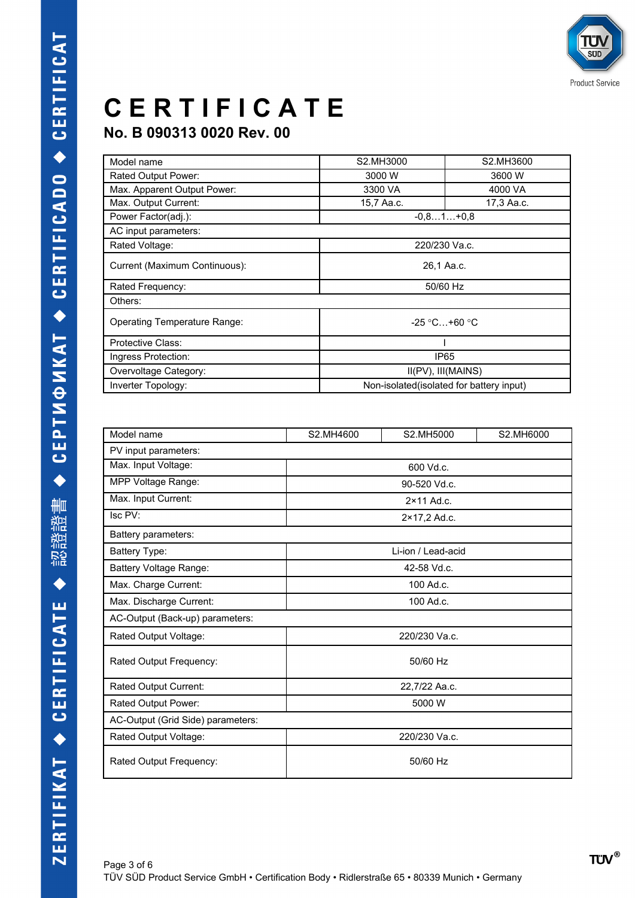# CERTIFICATE

## No. B 090313 0020 Rev. 00

| Model name | S2.MH3000 | S2.MH3600 |
|---|---|---|
| Rated Output Power: | 3000 W | 3600 W |
| Max. Apparent Output Power: | 3300 VA | 4000 VA |
| Max. Output Current: | 15,7 Aa.c. | 17,3 Aa.c. |
| Power Factor(adj.): | -0,8…1…+0,8 | |
| AC input parameters: | | |
| Rated Voltage: | 220/230 Va.c. | |
| Current (Maximum Continuous): | 26,1 Aa.c. | |
| Rated Frequency: | 50/60 Hz | |
| Others: | | |
| Operating Temperature Range: | -25 °C…+60 °C | |
| Protective Class: | I | |
| Ingress Protection: | IP65 | |
| Overvoltage Category: | II(PV), III(MAINS) | |
| Inverter Topology: | Non-isolated(isolated for battery input) | |

| Model name | S2.MH4600 | S2.MH5000 | S2.MH6000 |
|---|---|---|---|
| PV input parameters: | | | |
| Max. Input Voltage: | 600 Vd.c. | | |
| MPP Voltage Range: | 90-520 Vd.c. | | |
| Max. Input Current: | 2×11 Ad.c. | | |
| Isc PV: | 2×17,2 Ad.c. | | |
| Battery parameters: | | | |
| Battery Type: | Li-ion / Lead-acid | | |
| Battery Voltage Range: | 42-58 Vd.c. | | |
| Max. Charge Current: | 100 Ad.c. | | |
| Max. Discharge Current: | 100 Ad.c. | | |
| AC-Output (Back-up) parameters: | | | |
| Rated Output Voltage: | 220/230 Va.c. | | |
| Rated Output Frequency: | 50/60 Hz | | |
| Rated Output Current: | 22,7/22 Aa.c. | | |
| Rated Output Power: | 5000 W | | |
| AC-Output (Grid Side) parameters: | | | |
| Rated Output Voltage: | 220/230 Va.c. | | |
| Rated Output Frequency: | 50/60 Hz | | |

TÜV SÜD Product Service GmbH • Certification Body • Ridlerstraße 65 • 80339 Munich • Germany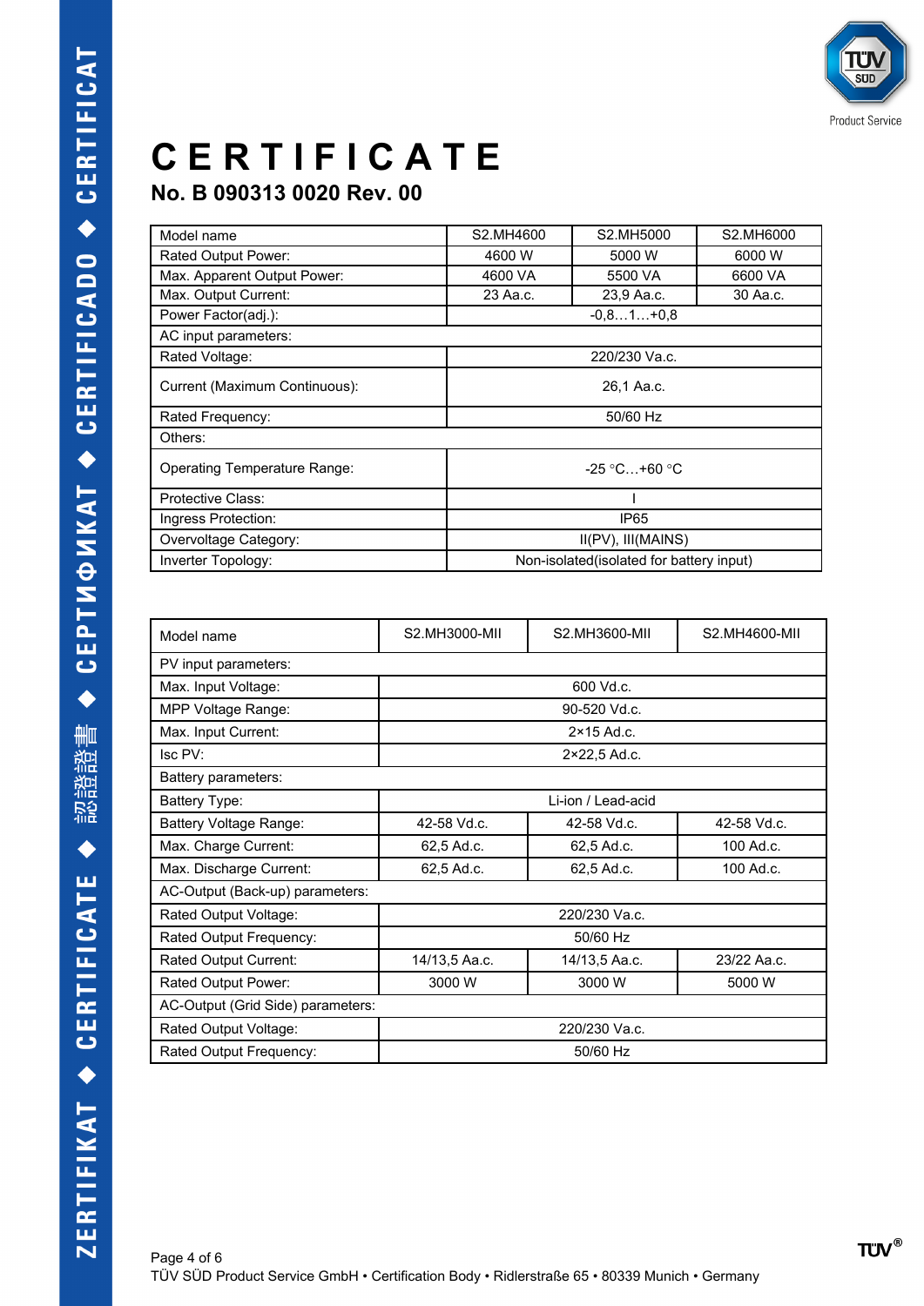# CERTIFICATE

## No. B 090313 0020 Rev. 00

| Model name | S2.MH4600 | S2.MH5000 | S2.MH6000 |
|---|---|---|---|
| Rated Output Power: | 4600 W | 5000 W | 6000 W |
| Max. Apparent Output Power: | 4600 VA | 5500 VA | 6600 VA |
| Max. Output Current: | 23 Aa.c. | 23,9 Aa.c. | 30 Aa.c. |
| Power Factor(adj.): | -0,8…1…+0,8 | | |
| AC input parameters: | | | |
| Rated Voltage: | 220/230 Va.c. | | |
| Current (Maximum Continuous): | 26,1 Aa.c. | | |
| Rated Frequency: | 50/60 Hz | | |
| Others: | | | |
| Operating Temperature Range: | -25 °C…+60 °C | | |
| Protective Class: | I | | |
| Ingress Protection: | IP65 | | |
| Overvoltage Category: | II(PV), III(MAINS) | | |
| Inverter Topology: | Non-isolated(isolated for battery input) | | |

| Model name | S2.MH3000-MII | S2.MH3600-MII | S2.MH4600-MII |
|---|---|---|---|
| PV input parameters: | | | |
| Max. Input Voltage: | 600 Vd.c. | | |
| MPP Voltage Range: | 90-520 Vd.c. | | |
| Max. Input Current: | 2×15 Ad.c. | | |
| Isc PV: | 2×22,5 Ad.c. | | |
| Battery parameters: | | | |
| Battery Type: | Li-ion / Lead-acid | | |
| Battery Voltage Range: | 42-58 Vd.c. | 42-58 Vd.c. | 42-58 Vd.c. |
| Max. Charge Current: | 62,5 Ad.c. | 62,5 Ad.c. | 100 Ad.c. |
| Max. Discharge Current: | 62,5 Ad.c. | 62,5 Ad.c. | 100 Ad.c. |
| AC-Output (Back-up) parameters: | | | |
| Rated Output Voltage: | 220/230 Va.c. | | |
| Rated Output Frequency: | 50/60 Hz | | |
| Rated Output Current: | 14/13,5 Aa.c. | 14/13,5 Aa.c. | 23/22 Aa.c. |
| Rated Output Power: | 3000 W | 3000 W | 5000 W |
| AC-Output (Grid Side) parameters: | | | |
| Rated Output Voltage: | 220/230 Va.c. | | |
| Rated Output Frequency: | 50/60 Hz | | |

TÜV SÜD Product Service GmbH • Certification Body • Ridlerstraße 65 • 80339 Munich • Germany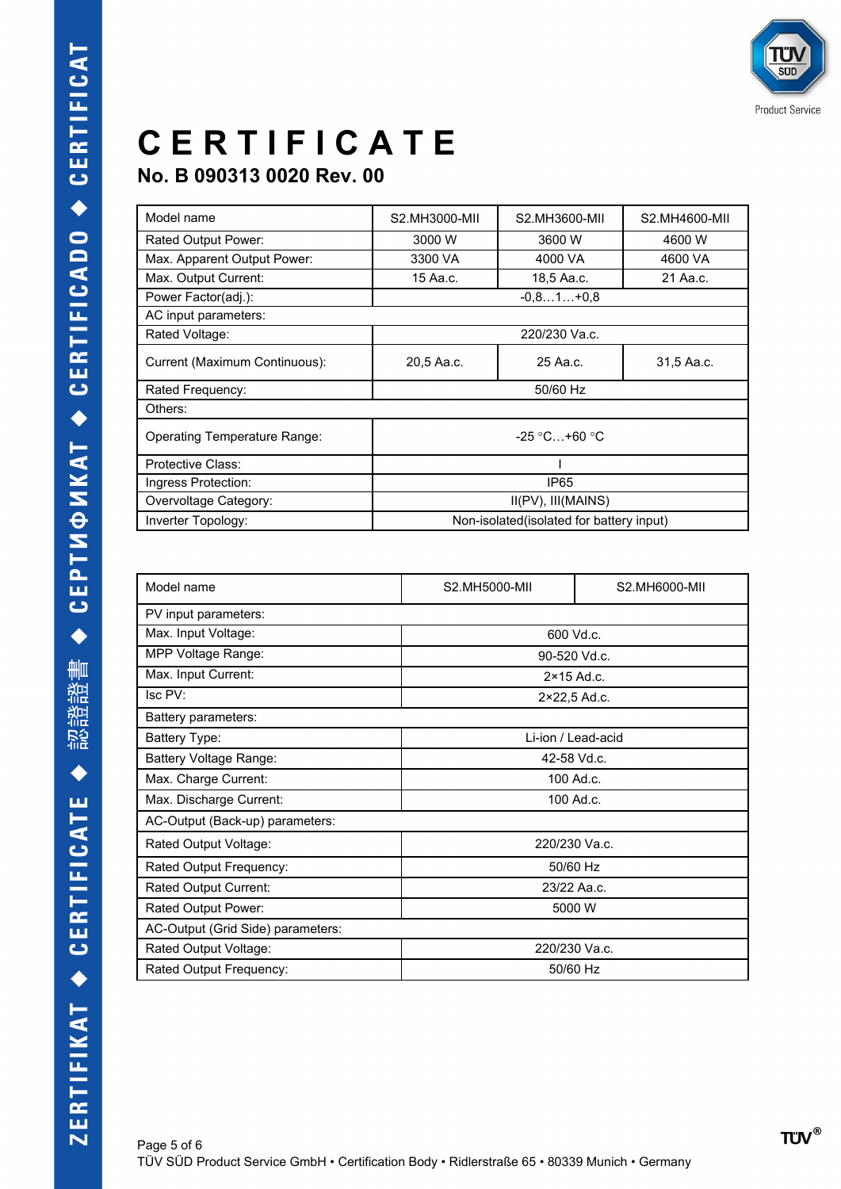# CERTIFICATE

## No. B 090313 0020 Rev. 00

| Model name | S2.MH3000-MII | S2.MH3600-MII | S2.MH4600-MII |
|---|---|---|---|
| Rated Output Power: | 3000 W | 3600 W | 4600 W |
| Max. Apparent Output Power: | 3300 VA | 4000 VA | 4600 VA |
| Max. Output Current: | 15 Aa.c. | 18,5 Aa.c. | 21 Aa.c. |
| Power Factor(adj.): | -0,8…1…+0,8 | | |
| AC input parameters: | | | |
| Rated Voltage: | 220/230 Va.c. | | |
| Current (Maximum Continuous): | 20,5 Aa.c. | 25 Aa.c. | 31,5 Aa.c. |
| Rated Frequency: | 50/60 Hz | | |
| Others: | | | |
| Operating Temperature Range: | -25 °C…+60 °C | | |
| Protective Class: | I | | |
| Ingress Protection: | IP65 | | |
| Overvoltage Category: | II(PV), III(MAINS) | | |
| Inverter Topology: | Non-isolated(isolated for battery input) | | |

| Model name | S2.MH5000-MII | S2.MH6000-MII |
|---|---|---|
| PV input parameters: | | |
| Max. Input Voltage: | 600 Vd.c. | |
| MPP Voltage Range: | 90-520 Vd.c. | |
| Max. Input Current: | 2×15 Ad.c. | |
| Isc PV: | 2×22,5 Ad.c. | |
| Battery parameters: | | |
| Battery Type: | Li-ion / Lead-acid | |
| Battery Voltage Range: | 42-58 Vd.c. | |
| Max. Charge Current: | 100 Ad.c. | |
| Max. Discharge Current: | 100 Ad.c. | |
| AC-Output (Back-up) parameters: | | |
| Rated Output Voltage: | 220/230 Va.c. | |
| Rated Output Frequency: | 50/60 Hz | |
| Rated Output Current: | 23/22 Aa.c. | |
| Rated Output Power: | 5000 W | |
| AC-Output (Grid Side) parameters: | | |
| Rated Output Voltage: | 220/230 Va.c. | |
| Rated Output Frequency: | 50/60 Hz | |

TÜV SÜD Product Service GmbH • Certification Body • Ridlerstraße 65 • 80339 Munich • Germany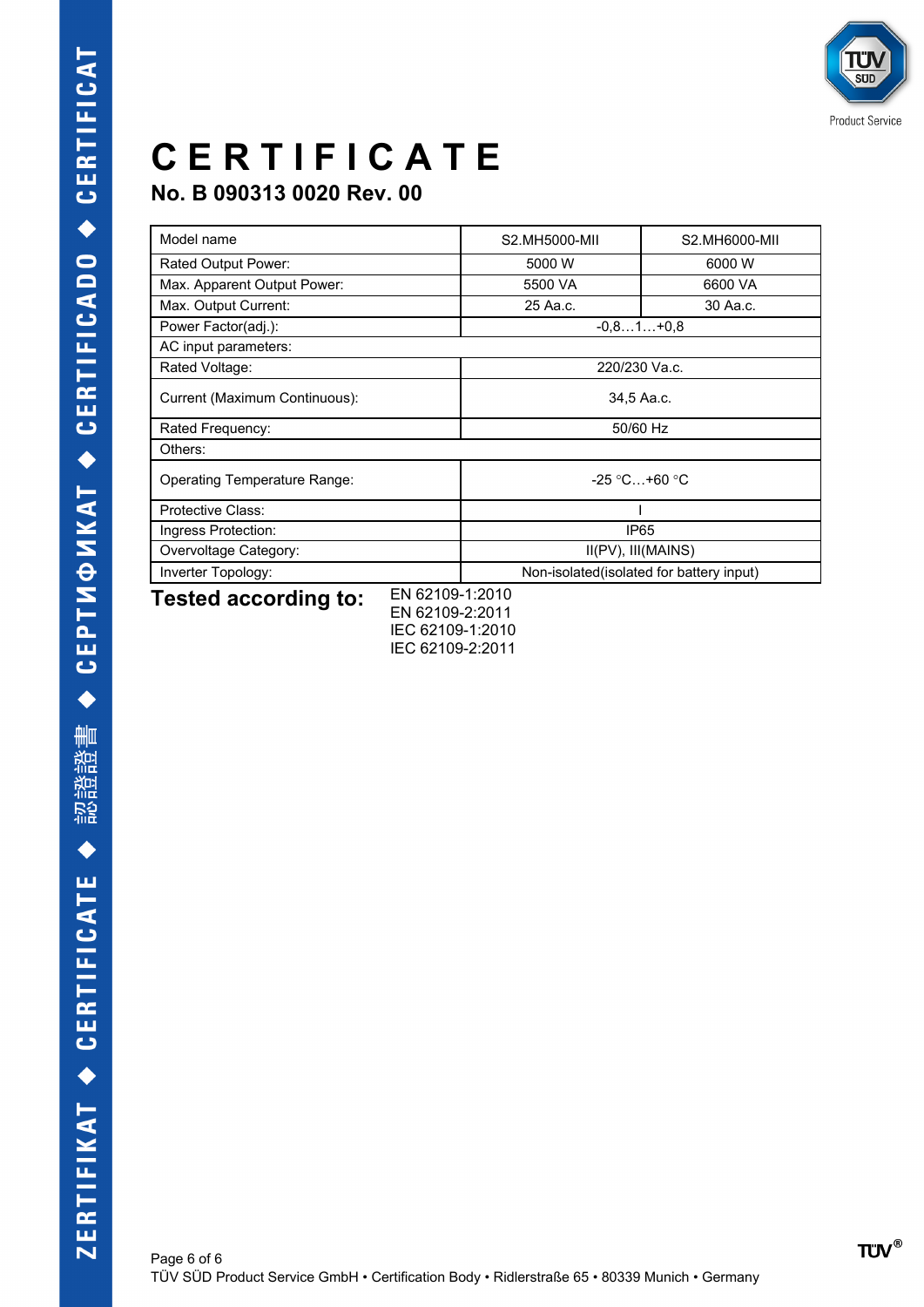# CERTIFICATE

## No. B 090313 0020 Rev. 00

| Model name | S2.MH5000-MII | S2.MH6000-MII |
|---|---|---|
| Rated Output Power: | 5000 W | 6000 W |
| Max. Apparent Output Power: | 5500 VA | 6600 VA |
| Max. Output Current: | 25 Aa.c. | 30 Aa.c. |
| Power Factor(adj.): | -0,8…1…+0,8 | |
| AC input parameters: | | |
| Rated Voltage: | 220/230 Va.c. | |
| Current (Maximum Continuous): | 34,5 Aa.c. | |
| Rated Frequency: | 50/60 Hz | |
| Others: | | |
| Operating Temperature Range: | -25 °C…+60 °C | |
| Protective Class: | I | |
| Ingress Protection: | IP65 | |
| Overvoltage Category: | II(PV), III(MAINS) | |
| Inverter Topology: | Non-isolated(isolated for battery input) | |

**Tested according to:**

EN 62109-1:2010
EN 62109-2:2011
IEC 62109-1:2010
IEC 62109-2:2011

TÜV SÜD Product Service GmbH • Certification Body • Ridlerstraße 65 • 80339 Munich • Germany